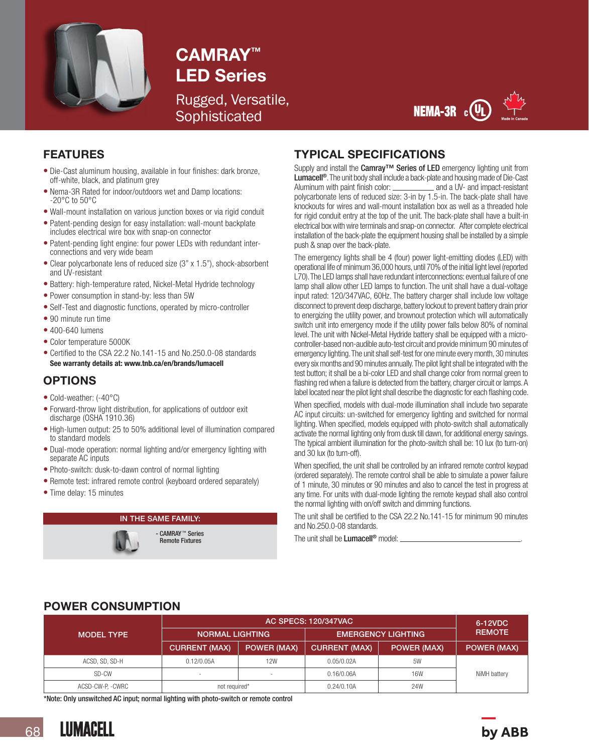# CAMRAY™ LED Series

Rugged, Versatile, Sophisticated

NEMA-3R

## FEATURES

- Die-Cast aluminum housing, available in four finishes: dark bronze, off-white, black, and platinum grey
- Nema-3R Rated for indoor/outdoors wet and Damp locations: -20°C to 50°C
- Wall-mount installation on various junction boxes or via rigid conduit
- Patent-pending design for easy installation: wall-mount backplate includes electrical wire box with snap-on connector
- Patent-pending light engine: four power LEDs with redundant inter-connections and very wide beam
- Clear polycarbonate lens of reduced size (3" x 1.5"), shock-absorbent and UV-resistant
- Battery: high-temperature rated, Nickel-Metal Hydride technology
- Power consumption in stand-by: less than 5W
- Self-Test and diagnostic functions, operated by micro-controller
- 90 minute run time
- 400-640 lumens
- Color temperature 5000K
- Certified to the CSA 22.2 No.141-15 and No.250.0-08 standards

**See warranty details at: www.tnb.ca/en/brands/lumacell**

## OPTIONS

- Cold-weather: (-40°C)
- Forward-throw light distribution, for applications of outdoor exit discharge (OSHA 1910.36)
- High-lumen output: 25 to 50% additional level of illumination compared to standard models
- Dual-mode operation: normal lighting and/or emergency lighting with separate AC inputs
- Photo-switch: dusk-to-dawn control of normal lighting
- Remote test: infrared remote control (keyboard ordered separately)
- Time delay: 15 minutes

**IN THE SAME FAMILY:**

- CAMRAY™ Series Remote Fixtures

## TYPICAL SPECIFICATIONS

Supply and install the **Camray™ Series of LED** emergency lighting unit from **Lumacell®**. The unit body shall include a back-plate and housing made of Die-Cast Aluminum with paint finish color: __________ and a UV- and impact-resistant polycarbonate lens of reduced size: 3-in by 1.5-in. The back-plate shall have knockouts for wires and wall-mount installation box as well as a threaded hole for rigid conduit entry at the top of the unit. The back-plate shall have a built-in electrical box with wire terminals and snap-on connector. After complete electrical installation of the back-plate the equipment housing shall be installed by a simple push & snap over the back-plate.

The emergency lights shall be 4 (four) power light-emitting diodes (LED) with operational life of minimum 36,000 hours, until 70% of the initial light level (reported L70). The LED lamps shall have redundant interconnections: eventual failure of one lamp shall allow other LED lamps to function. The unit shall have a dual-voltage input rated: 120/347VAC, 60Hz. The battery charger shall include low voltage disconnect to prevent deep discharge, battery lockout to prevent battery drain prior to energizing the utility power, and brownout protection which will automatically switch unit into emergency mode if the utility power falls below 80% of nominal level. The unit with Nickel-Metal Hydride battery shall be equipped with a micro-controller-based non-audible auto-test circuit and provide minimum 90 minutes of emergency lighting. The unit shall self-test for one minute every month, 30 minutes every six months and 90 minutes annually. The pilot light shall be integrated with the test button; it shall be a bi-color LED and shall change color from normal green to flashing red when a failure is detected from the battery, charger circuit or lamps. A label located near the pilot light shall describe the diagnostic for each flashing code.

When specified, models with dual-mode illumination shall include two separate AC input circuits: un-switched for emergency lighting and switched for normal lighting. When specified, models equipped with photo-switch shall automatically activate the normal lighting only from dusk till dawn, for additional energy savings. The typical ambient illumination for the photo-switch shall be: 10 lux (to turn-on) and 30 lux (to turn-off).

When specified, the unit shall be controlled by an infrared remote control keypad (ordered separately). The remote control shall be able to simulate a power failure of 1 minute, 30 minutes or 90 minutes and also to cancel the test in progress at any time. For units with dual-mode lighting the remote keypad shall also control the normal lighting with on/off switch and dimming functions.

The unit shall be certified to the CSA 22.2 No.141-15 for minimum 90 minutes and No.250.0-08 standards.

The unit shall be **Lumacell®** model: ______________________________.

## POWER CONSUMPTION

| MODEL TYPE | AC SPECS: 120/347VAC | | | | 6-12VDC REMOTE |
|---|---|---|---|---|---|
| | NORMAL LIGHTING | | EMERGENCY LIGHTING | | |
| | CURRENT (MAX) | POWER (MAX) | CURRENT (MAX) | POWER (MAX) | POWER (MAX) |
| ACSD, SD, SD-H | 0.12/0.05A | 12W | 0.05/0.02A | 5W | NiMH battery |
| SD-CW | - | - | 0.16/0.06A | 16W | |
| ACSD-CW-P, -CWRC | not required* | | 0.24/0.10A | 24W | |

*Note: Only unswitched AC input; normal lighting with photo-switch or remote control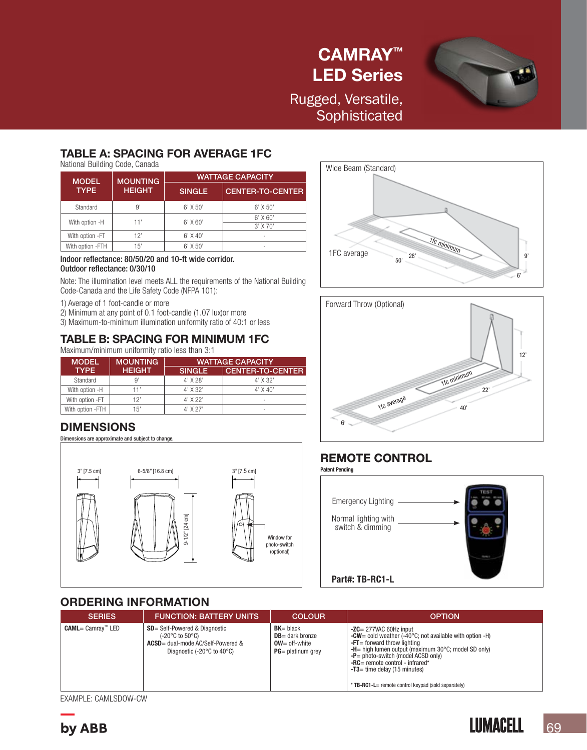# CAMRAY™ LED Series

Rugged, Versatile, Sophisticated

## TABLE A: SPACING FOR AVERAGE 1FC

National Building Code, Canada

| MODEL TYPE | MOUNTING HEIGHT | WATTAGE CAPACITY | |
|---|---|---|---|
| | | SINGLE | CENTER-TO-CENTER |
| Standard | 9' | 6' X 50' | 6' X 50' |
| With option -H | 11' | 6' X 60' | 6' X 60' / 3' X 70' |
| With option -FT | 12' | 6' X 40' | - |
| With option -FTH | 15' | 6' X 50' | - |

**Indoor reflectance: 80/50/20 and 10-ft wide corridor.**
**Outdoor reflectance: 0/30/10**

Note: The illumination level meets ALL the requirements of the National Building Code-Canada and the Life Safety Code (NFPA 101):

1) Average of 1 foot-candle or more
2) Minimum at any point of 0.1 foot-candle (1.07 lux)or more
3) Maximum-to-minimum illumination uniformity ratio of 40:1 or less

Wide Beam (Standard)

1FC average
1fc minimum
50'
28'
9'
6'

Forward Throw (Optional)

1fc minimum
1fc average
12'
22'
40'
6'

## TABLE B: SPACING FOR MINIMUM 1FC

Maximum/minimum uniformity ratio less than 3:1

| MODEL TYPE | MOUNTING HEIGHT | WATTAGE CAPACITY | |
|---|---|---|---|
| | | SINGLE | CENTER-TO-CENTER |
| Standard | 9' | 4' X 28' | 4' X 32' |
| With option -H | 11' | 4' X 32' | 4' X 40' |
| With option -FT | 12' | 4' X 22' | - |
| With option -FTH | 15' | 4' X 27' | - |

## DIMENSIONS

Dimensions are approximate and subject to change.

3" [7.5 cm]
6-5/8" [16.8 cm]
3" [7.5 cm]
9-1/2" [24 cm]
Window for photo-switch (optional)

## REMOTE CONTROL

**Patent Pending**

Emergency Lighting

Normal lighting with switch & dimming

**Part#: TB-RC1-L**

## ORDERING INFORMATION

| SERIES | FUNCTION: BATTERY UNITS | COLOUR | OPTION |
|---|---|---|---|
| **CAML**= Camray™ LED | **SD**= Self-Powered & Diagnostic (-20°C to 50°C)<br>**ACSD**= dual-mode AC/Self-Powered & Diagnostic (-20°C to 40°C) | **BK**= black<br>**DB**= dark bronze<br>**OW**= off-white<br>**PG**= platinum grey | **-ZC**= 277VAC 60Hz input<br>**-CW**= cold weather (-40°C; not available with option -H)<br>**-FT**= forward throw lighting<br>**-H**= high lumen output (maximum 30°C; model SD only)<br>**-P**= photo-switch (model ACSD only)<br>**-RC**= remote control - infrared*<br>**-T3**= time delay (15 minutes)<br><br>* **TB-RC1-L**= remote control keypad (sold separately) |

EXAMPLE: CAMLSDOW-CW

by ABB

LUMACELL